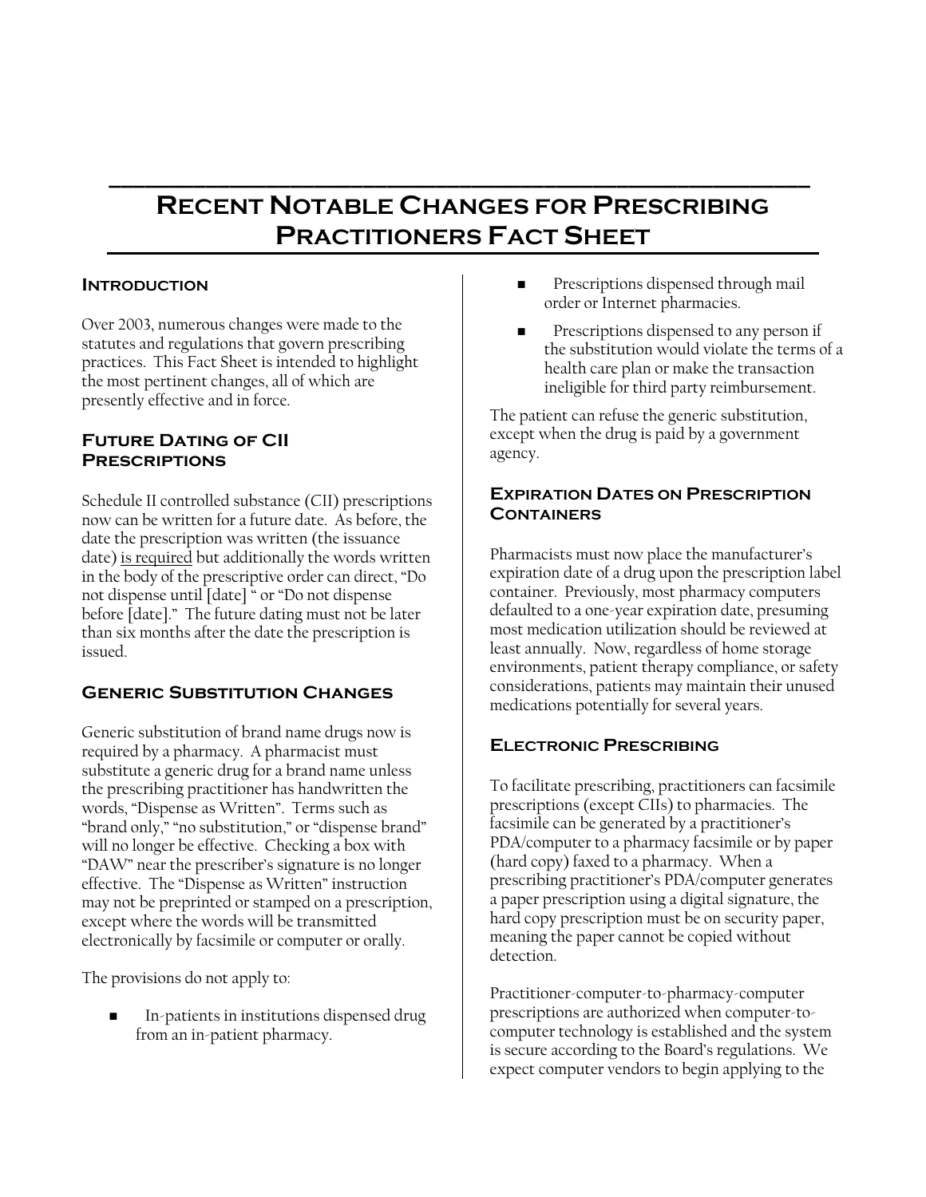# Recent Notable Changes for Prescribing Practitioners Fact Sheet

## Introduction

Over 2003, numerous changes were made to the statutes and regulations that govern prescribing practices. This Fact Sheet is intended to highlight the most pertinent changes, all of which are presently effective and in force.

## Future Dating of CII Prescriptions

Schedule II controlled substance (CII) prescriptions now can be written for a future date. As before, the date the prescription was written (the issuance date) <u>is required</u> but additionally the words written in the body of the prescriptive order can direct, "Do not dispense until [date] " or "Do not dispense before [date]." The future dating must not be later than six months after the date the prescription is issued.

## Generic Substitution Changes

Generic substitution of brand name drugs now is required by a pharmacy. A pharmacist must substitute a generic drug for a brand name unless the prescribing practitioner has handwritten the words, "Dispense as Written". Terms such as "brand only," "no substitution," or "dispense brand" will no longer be effective. Checking a box with "DAW" near the prescriber's signature is no longer effective. The "Dispense as Written" instruction may not be preprinted or stamped on a prescription, except where the words will be transmitted electronically by facsimile or computer or orally.

The provisions do not apply to:

- In-patients in institutions dispensed drug from an in-patient pharmacy.
- Prescriptions dispensed through mail order or Internet pharmacies.
- Prescriptions dispensed to any person if the substitution would violate the terms of a health care plan or make the transaction ineligible for third party reimbursement.

The patient can refuse the generic substitution, except when the drug is paid by a government agency.

## Expiration Dates on Prescription Containers

Pharmacists must now place the manufacturer's expiration date of a drug upon the prescription label container. Previously, most pharmacy computers defaulted to a one-year expiration date, presuming most medication utilization should be reviewed at least annually. Now, regardless of home storage environments, patient therapy compliance, or safety considerations, patients may maintain their unused medications potentially for several years.

## Electronic Prescribing

To facilitate prescribing, practitioners can facsimile prescriptions (except CIIs) to pharmacies. The facsimile can be generated by a practitioner's PDA/computer to a pharmacy facsimile or by paper (hard copy) faxed to a pharmacy. When a prescribing practitioner's PDA/computer generates a paper prescription using a digital signature, the hard copy prescription must be on security paper, meaning the paper cannot be copied without detection.

Practitioner-computer-to-pharmacy-computer prescriptions are authorized when computer-to-computer technology is established and the system is secure according to the Board's regulations. We expect computer vendors to begin applying to the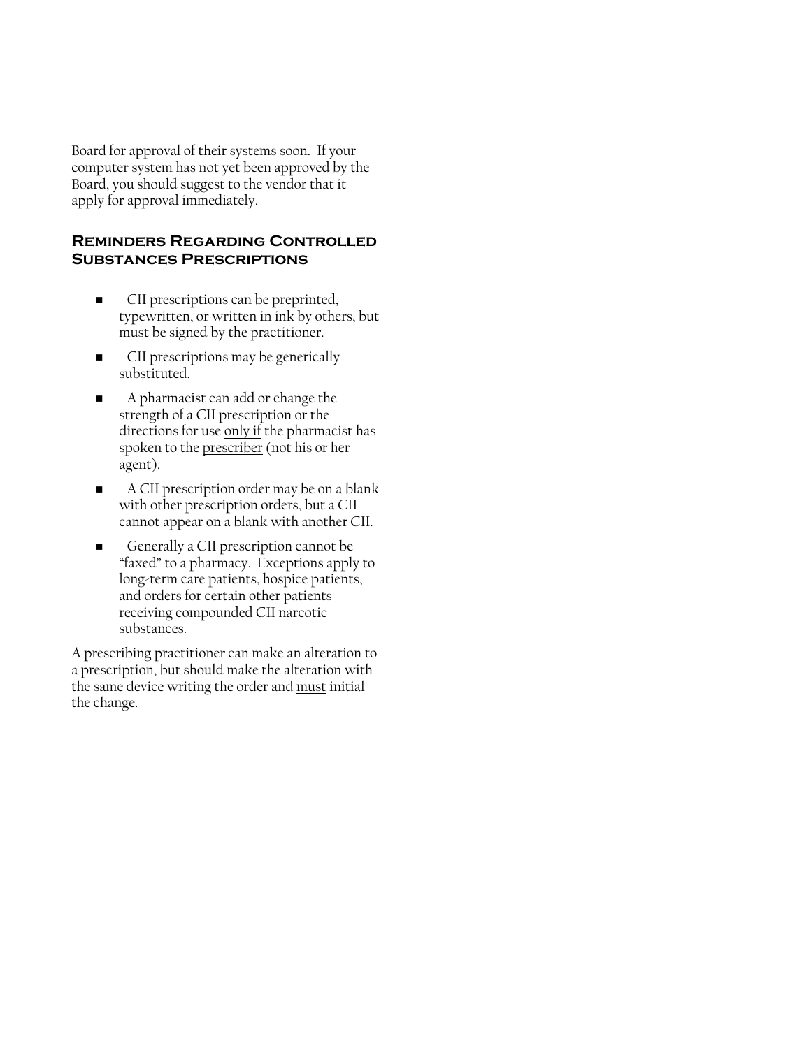Board for approval of their systems soon. If your computer system has not yet been approved by the Board, you should suggest to the vendor that it apply for approval immediately.

## Reminders Regarding Controlled Substances Prescriptions

- CII prescriptions can be preprinted, typewritten, or written in ink by others, but <u>must</u> be signed by the practitioner.
- CII prescriptions may be generically substituted.
- A pharmacist can add or change the strength of a CII prescription or the directions for use <u>only if</u> the pharmacist has spoken to the <u>prescriber</u> (not his or her agent).
- A CII prescription order may be on a blank with other prescription orders, but a CII cannot appear on a blank with another CII.
- Generally a CII prescription cannot be "faxed" to a pharmacy. Exceptions apply to long-term care patients, hospice patients, and orders for certain other patients receiving compounded CII narcotic substances.

A prescribing practitioner can make an alteration to a prescription, but should make the alteration with the same device writing the order and <u>must</u> initial the change.